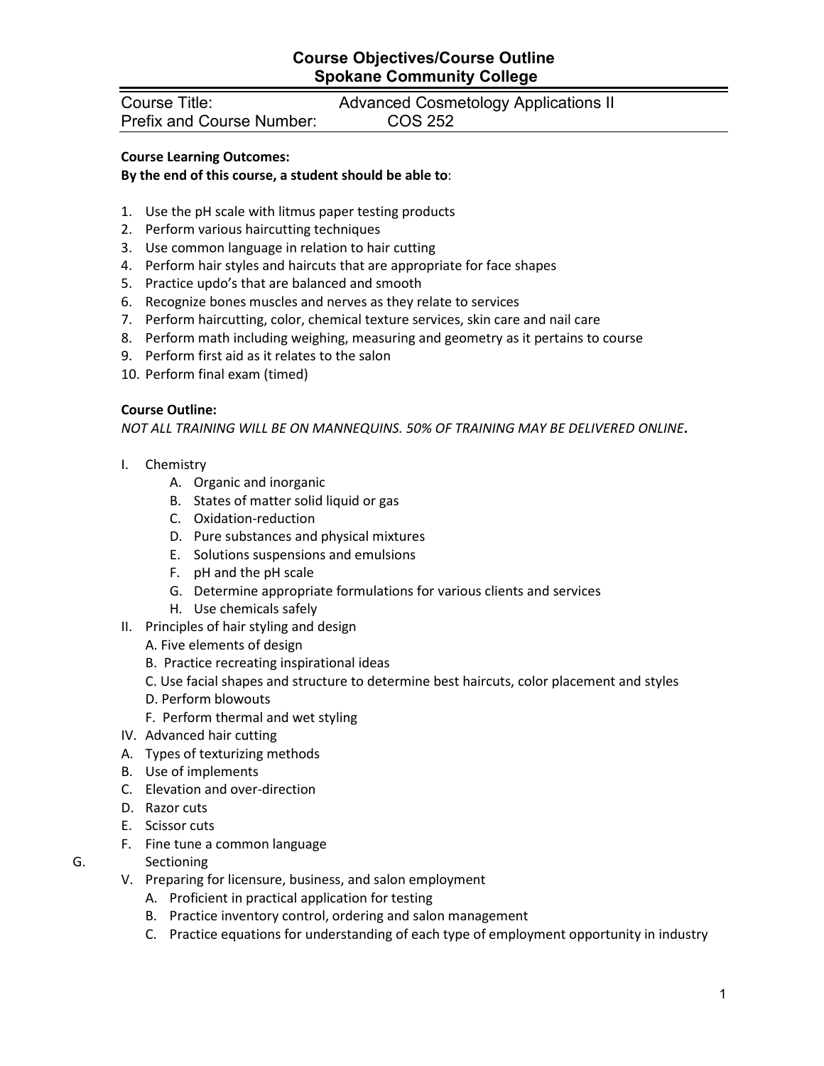# Course Objectives/Course Outline
## Spokane Community College

| Course Title: | Advanced Cosmetology Applications II |
| --- | --- |
| Prefix and Course Number: | COS 252 |

**Course Learning Outcomes:**
**By the end of this course, a student should be able to**:

1. Use the pH scale with litmus paper testing products
2. Perform various haircutting techniques
3. Use common language in relation to hair cutting
4. Perform hair styles and haircuts that are appropriate for face shapes
5. Practice updo's that are balanced and smooth
6. Recognize bones muscles and nerves as they relate to services
7. Perform haircutting, color, chemical texture services, skin care and nail care
8. Perform math including weighing, measuring and geometry as it pertains to course
9. Perform first aid as it relates to the salon
10. Perform final exam (timed)

**Course Outline:**

*NOT ALL TRAINING WILL BE ON MANNEQUINS. 50% OF TRAINING MAY BE DELIVERED ONLINE*.

I. Chemistry
   - A. Organic and inorganic
   - B. States of matter solid liquid or gas
   - C. Oxidation-reduction
   - D. Pure substances and physical mixtures
   - E. Solutions suspensions and emulsions
   - F. pH and the pH scale
   - G. Determine appropriate formulations for various clients and services
   - H. Use chemicals safely

II. Principles of hair styling and design
   - A. Five elements of design
   - B. Practice recreating inspirational ideas
   - C. Use facial shapes and structure to determine best haircuts, color placement and styles
   - D. Perform blowouts
   - F. Perform thermal and wet styling

IV. Advanced hair cutting
   - A. Types of texturizing methods
   - B. Use of implements
   - C. Elevation and over-direction
   - D. Razor cuts
   - E. Scissor cuts
   - F. Fine tune a common language
   - G. Sectioning

V. Preparing for licensure, business, and salon employment
   - A. Proficient in practical application for testing
   - B. Practice inventory control, ordering and salon management
   - C. Practice equations for understanding of each type of employment opportunity in industry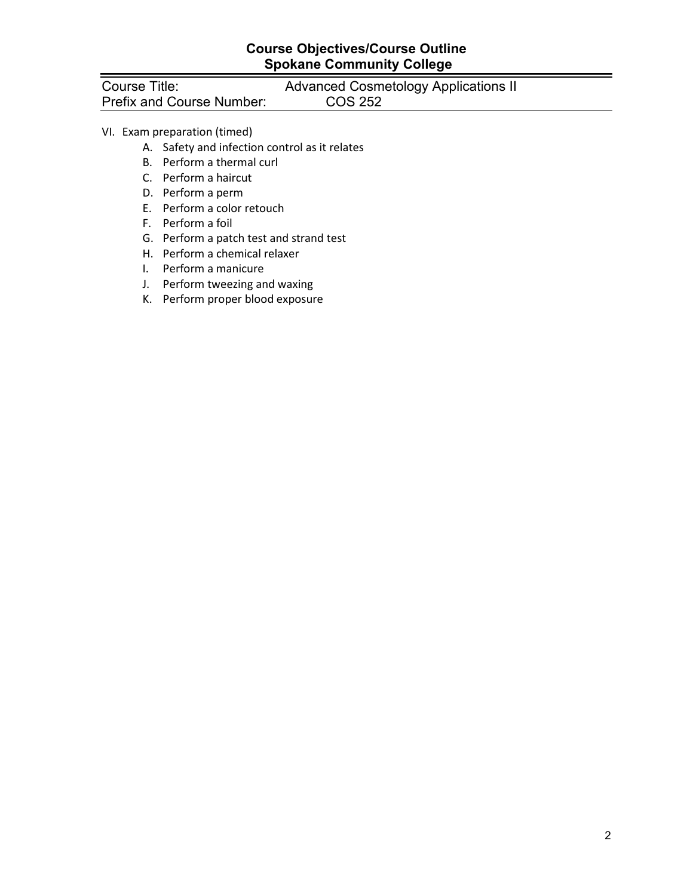VI. Exam preparation (timed)

A. Safety and infection control as it relates

B. Perform a thermal curl

C. Perform a haircut

D. Perform a perm

E. Perform a color retouch

F. Perform a foil

G. Perform a patch test and strand test

H. Perform a chemical relaxer

I. Perform a manicure

J. Perform tweezing and waxing

K. Perform proper blood exposure